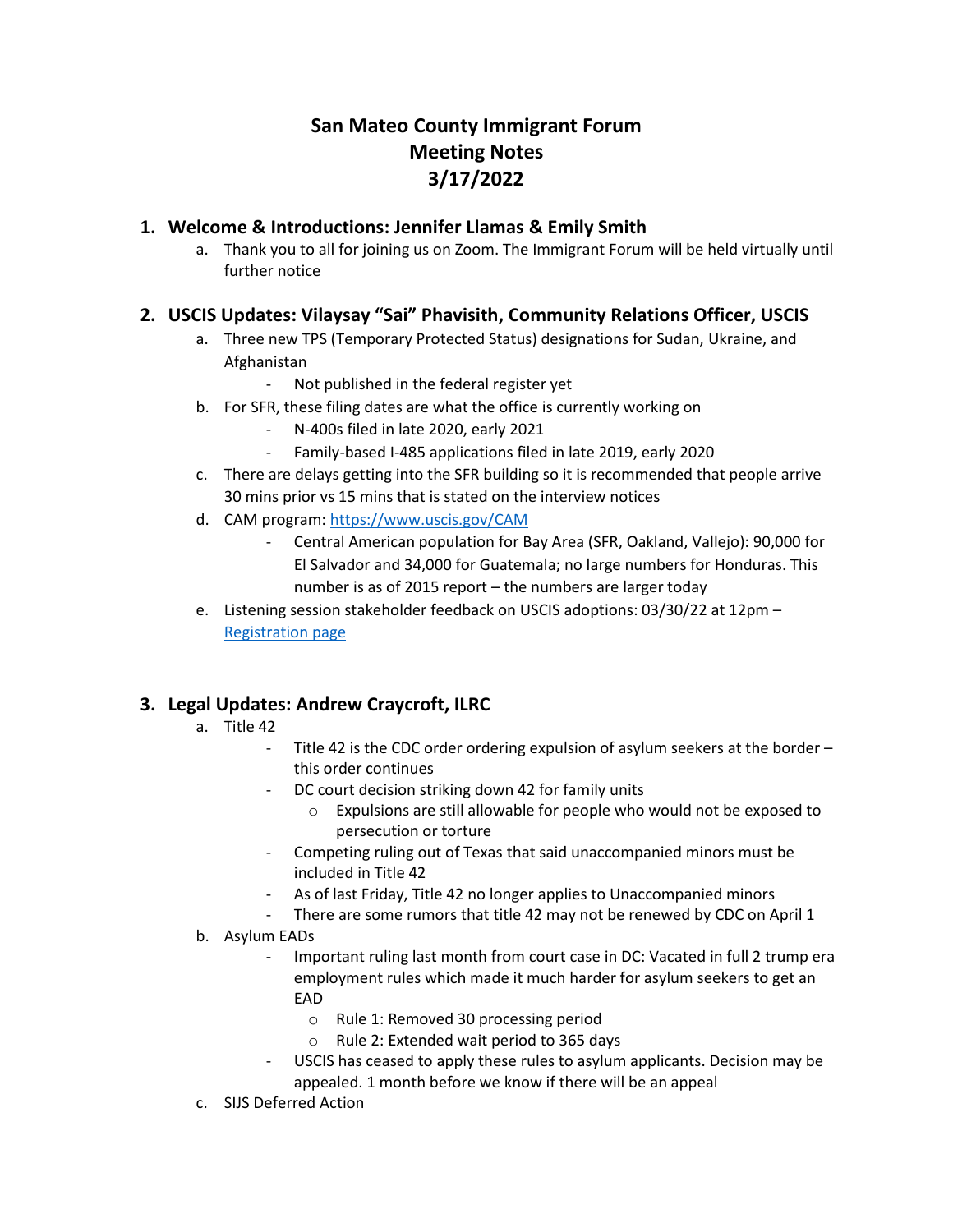# San Mateo County Immigrant Forum
# Meeting Notes
# 3/17/2022

## 1. Welcome & Introductions: Jennifer Llamas & Emily Smith

a. Thank you to all for joining us on Zoom. The Immigrant Forum will be held virtually until further notice

## 2. USCIS Updates: Vilaysay "Sai" Phavisith, Community Relations Officer, USCIS

a. Three new TPS (Temporary Protected Status) designations for Sudan, Ukraine, and Afghanistan
   - Not published in the federal register yet

b. For SFR, these filing dates are what the office is currently working on
   - N-400s filed in late 2020, early 2021
   - Family-based I-485 applications filed in late 2019, early 2020

c. There are delays getting into the SFR building so it is recommended that people arrive 30 mins prior vs 15 mins that is stated on the interview notices

d. CAM program: [https://www.uscis.gov/CAM](https://www.uscis.gov/CAM)
   - Central American population for Bay Area (SFR, Oakland, Vallejo): 90,000 for El Salvador and 34,000 for Guatemala; no large numbers for Honduras. This number is as of 2015 report – the numbers are larger today

e. Listening session stakeholder feedback on USCIS adoptions: 03/30/22 at 12pm – Registration page

## 3. Legal Updates: Andrew Craycroft, ILRC

a. Title 42
   - Title 42 is the CDC order ordering expulsion of asylum seekers at the border – this order continues
   - DC court decision striking down 42 for family units
     - Expulsions are still allowable for people who would not be exposed to persecution or torture
   - Competing ruling out of Texas that said unaccompanied minors must be included in Title 42
   - As of last Friday, Title 42 no longer applies to Unaccompanied minors
   - There are some rumors that title 42 may not be renewed by CDC on April 1

b. Asylum EADs
   - Important ruling last month from court case in DC: Vacated in full 2 trump era employment rules which made it much harder for asylum seekers to get an EAD
     - Rule 1: Removed 30 processing period
     - Rule 2: Extended wait period to 365 days
   - USCIS has ceased to apply these rules to asylum applicants. Decision may be appealed. 1 month before we know if there will be an appeal

c. SIJS Deferred Action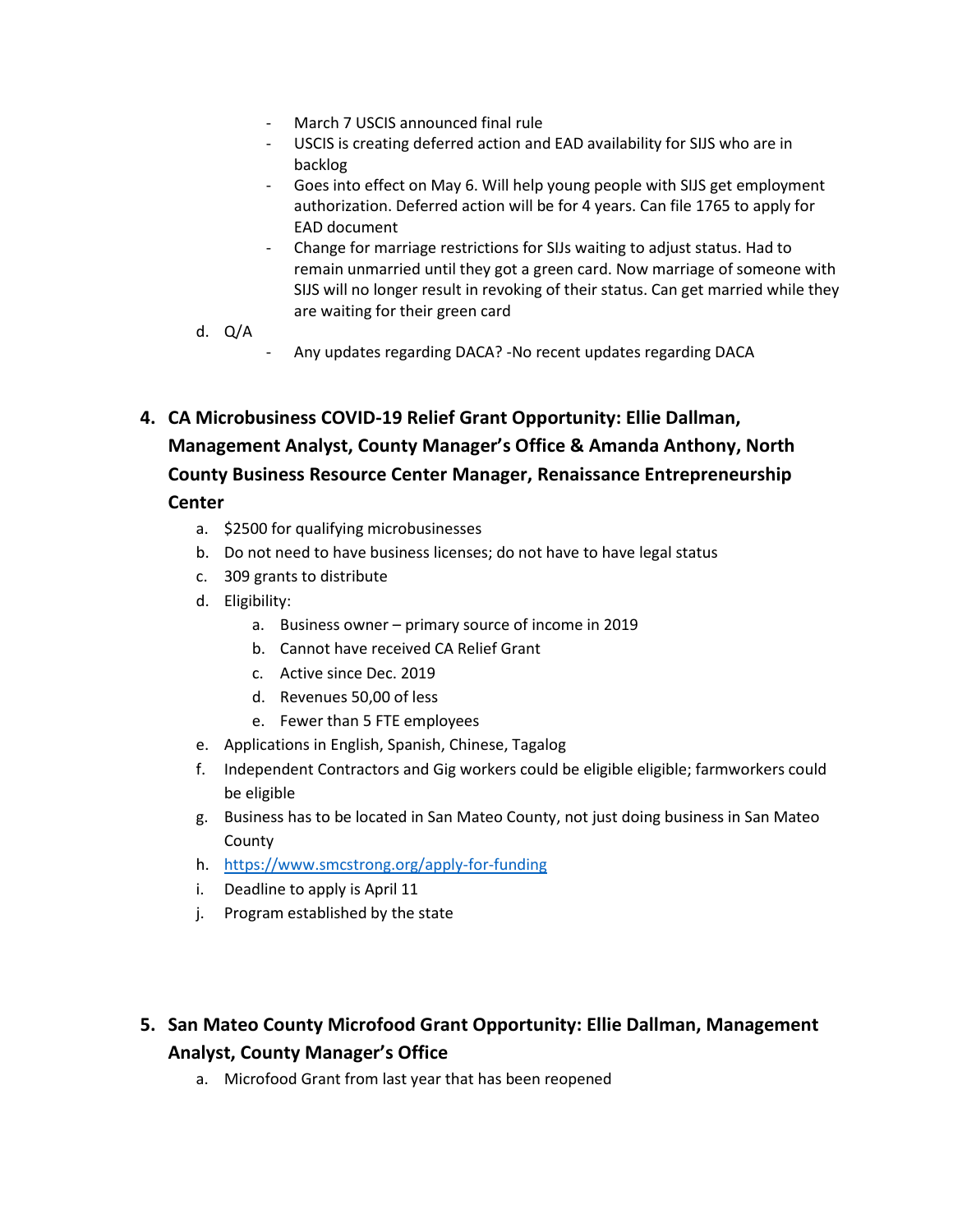- March 7 USCIS announced final rule
  - USCIS is creating deferred action and EAD availability for SIJS who are in backlog
  - Goes into effect on May 6. Will help young people with SIJS get employment authorization. Deferred action will be for 4 years. Can file 1765 to apply for EAD document
  - Change for marriage restrictions for SIJs waiting to adjust status. Had to remain unmarried until they got a green card. Now marriage of someone with SIJS will no longer result in revoking of their status. Can get married while they are waiting for their green card

d. Q/A
  - Any updates regarding DACA? -No recent updates regarding DACA

## 4. CA Microbusiness COVID-19 Relief Grant Opportunity: Ellie Dallman, Management Analyst, County Manager's Office & Amanda Anthony, North County Business Resource Center Manager, Renaissance Entrepreneurship Center

a. $2500 for qualifying microbusinesses

b. Do not need to have business licenses; do not have to have legal status

c. 309 grants to distribute

d. Eligibility:
   - a. Business owner – primary source of income in 2019
   - b. Cannot have received CA Relief Grant
   - c. Active since Dec. 2019
   - d. Revenues 50,00 of less
   - e. Fewer than 5 FTE employees

e. Applications in English, Spanish, Chinese, Tagalog

f. Independent Contractors and Gig workers could be eligible eligible; farmworkers could be eligible

g. Business has to be located in San Mateo County, not just doing business in San Mateo County

h. https://www.smcstrong.org/apply-for-funding

i. Deadline to apply is April 11

j. Program established by the state

## 5. San Mateo County Microfood Grant Opportunity: Ellie Dallman, Management Analyst, County Manager's Office

a. Microfood Grant from last year that has been reopened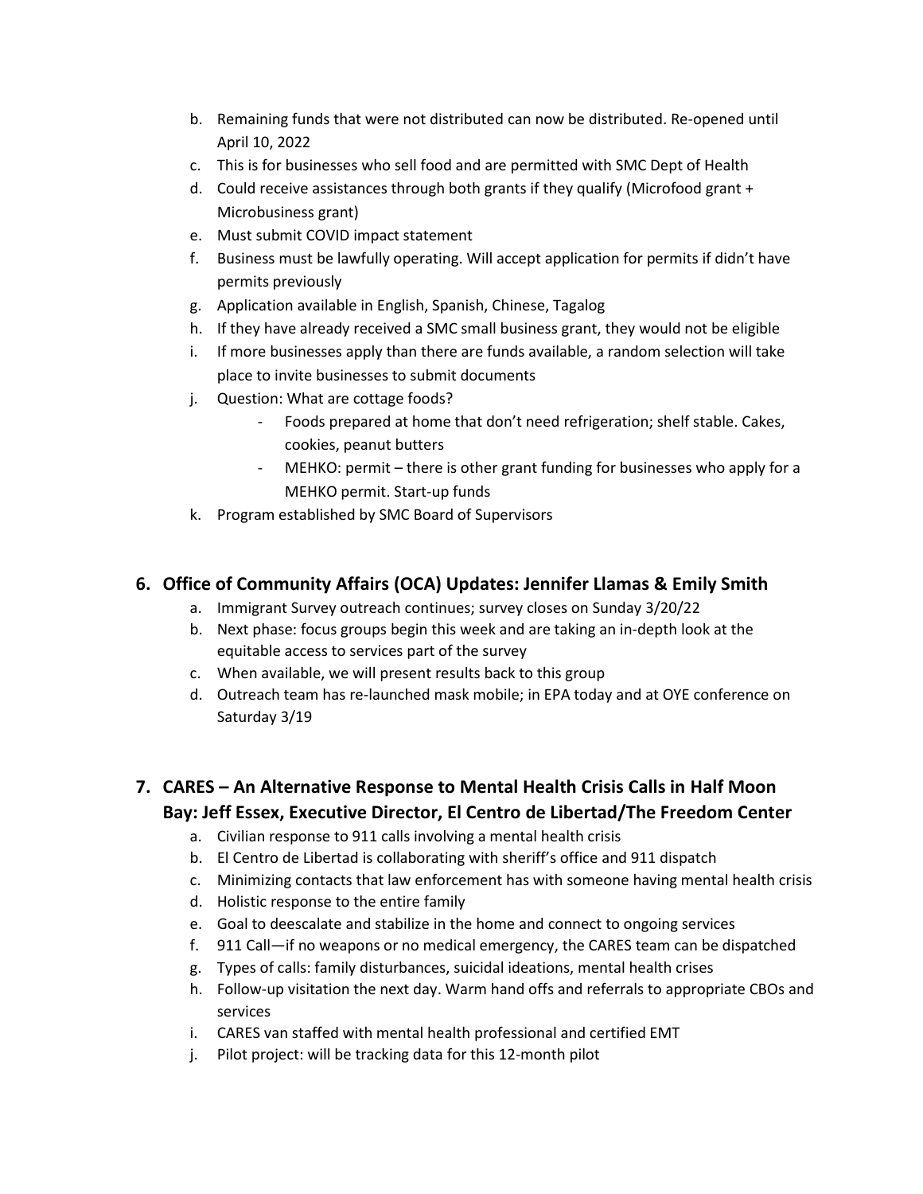b. Remaining funds that were not distributed can now be distributed. Re-opened until April 10, 2022
c. This is for businesses who sell food and are permitted with SMC Dept of Health
d. Could receive assistances through both grants if they qualify (Microfood grant + Microbusiness grant)
e. Must submit COVID impact statement
f. Business must be lawfully operating. Will accept application for permits if didn't have permits previously
g. Application available in English, Spanish, Chinese, Tagalog
h. If they have already received a SMC small business grant, they would not be eligible
i. If more businesses apply than there are funds available, a random selection will take place to invite businesses to submit documents
j. Question: What are cottage foods?
    - Foods prepared at home that don't need refrigeration; shelf stable. Cakes, cookies, peanut butters
    - MEHKO: permit – there is other grant funding for businesses who apply for a MEHKO permit. Start-up funds
k. Program established by SMC Board of Supervisors

## 6. Office of Community Affairs (OCA) Updates: Jennifer Llamas & Emily Smith

a. Immigrant Survey outreach continues; survey closes on Sunday 3/20/22
b. Next phase: focus groups begin this week and are taking an in-depth look at the equitable access to services part of the survey
c. When available, we will present results back to this group
d. Outreach team has re-launched mask mobile; in EPA today and at OYE conference on Saturday 3/19

## 7. CARES – An Alternative Response to Mental Health Crisis Calls in Half Moon Bay: Jeff Essex, Executive Director, El Centro de Libertad/The Freedom Center

a. Civilian response to 911 calls involving a mental health crisis
b. El Centro de Libertad is collaborating with sheriff's office and 911 dispatch
c. Minimizing contacts that law enforcement has with someone having mental health crisis
d. Holistic response to the entire family
e. Goal to deescalate and stabilize in the home and connect to ongoing services
f. 911 Call—if no weapons or no medical emergency, the CARES team can be dispatched
g. Types of calls: family disturbances, suicidal ideations, mental health crises
h. Follow-up visitation the next day. Warm hand offs and referrals to appropriate CBOs and services
i. CARES van staffed with mental health professional and certified EMT
j. Pilot project: will be tracking data for this 12-month pilot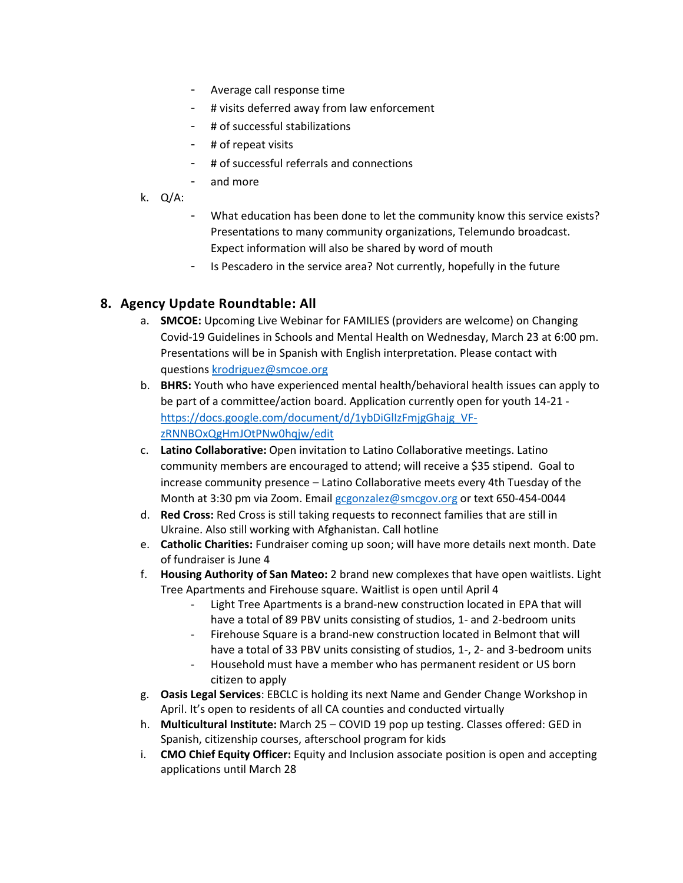- Average call response time
- # visits deferred away from law enforcement
- # of successful stabilizations
- # of repeat visits
- # of successful referrals and connections
- and more

k. Q/A:

- What education has been done to let the community know this service exists? Presentations to many community organizations, Telemundo broadcast. Expect information will also be shared by word of mouth
- Is Pescadero in the service area? Not currently, hopefully in the future

## 8. Agency Update Roundtable: All

a. **SMCOE:** Upcoming Live Webinar for FAMILIES (providers are welcome) on Changing Covid-19 Guidelines in Schools and Mental Health on Wednesday, March 23 at 6:00 pm. Presentations will be in Spanish with English interpretation. Please contact with questions krodriguez@smcoe.org

b. **BHRS:** Youth who have experienced mental health/behavioral health issues can apply to be part of a committee/action board. Application currently open for youth 14-21 - https://docs.google.com/document/d/1ybDiGllzFmjgGhajg_VF-zRNNBOxQgHmJOtPNw0hqjw/edit

c. **Latino Collaborative:** Open invitation to Latino Collaborative meetings. Latino community members are encouraged to attend; will receive a $35 stipend. Goal to increase community presence – Latino Collaborative meets every 4th Tuesday of the Month at 3:30 pm via Zoom. Email gcgonzalez@smcgov.org or text 650-454-0044

d. **Red Cross:** Red Cross is still taking requests to reconnect families that are still in Ukraine. Also still working with Afghanistan. Call hotline

e. **Catholic Charities:** Fundraiser coming up soon; will have more details next month. Date of fundraiser is June 4

f. **Housing Authority of San Mateo:** 2 brand new complexes that have open waitlists. Light Tree Apartments and Firehouse square. Waitlist is open until April 4

- Light Tree Apartments is a brand-new construction located in EPA that will have a total of 89 PBV units consisting of studios, 1- and 2-bedroom units
- Firehouse Square is a brand-new construction located in Belmont that will have a total of 33 PBV units consisting of studios, 1-, 2- and 3-bedroom units
- Household must have a member who has permanent resident or US born citizen to apply

g. **Oasis Legal Services**: EBCLC is holding its next Name and Gender Change Workshop in April. It's open to residents of all CA counties and conducted virtually

h. **Multicultural Institute:** March 25 – COVID 19 pop up testing. Classes offered: GED in Spanish, citizenship courses, afterschool program for kids

i. **CMO Chief Equity Officer:** Equity and Inclusion associate position is open and accepting applications until March 28